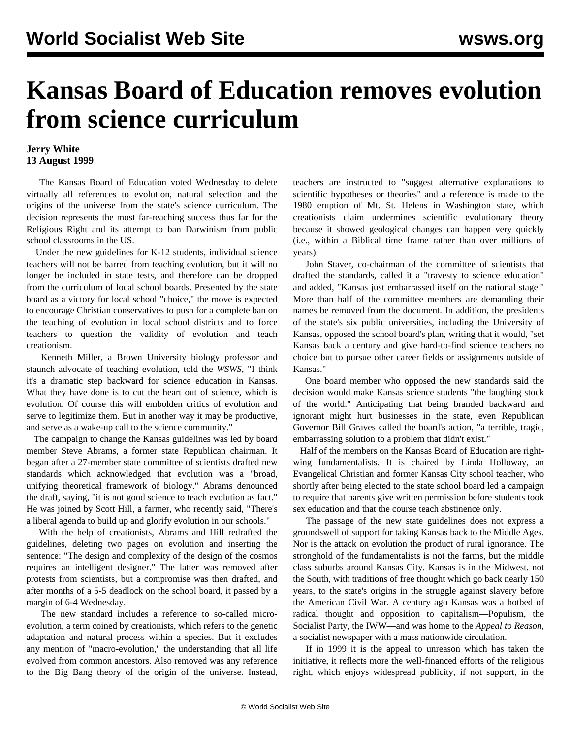# Kansas Board of Education removes evolution from science curriculum

**Jerry White**
**13 August 1999**

The Kansas Board of Education voted Wednesday to delete virtually all references to evolution, natural selection and the origins of the universe from the state's science curriculum. The decision represents the most far-reaching success thus far for the Religious Right and its attempt to ban Darwinism from public school classrooms in the US.

Under the new guidelines for K-12 students, individual science teachers will not be barred from teaching evolution, but it will no longer be included in state tests, and therefore can be dropped from the curriculum of local school boards. Presented by the state board as a victory for local school "choice," the move is expected to encourage Christian conservatives to push for a complete ban on the teaching of evolution in local school districts and to force teachers to question the validity of evolution and teach creationism.

Kenneth Miller, a Brown University biology professor and staunch advocate of teaching evolution, told the *WSWS*, "I think it's a dramatic step backward for science education in Kansas. What they have done is to cut the heart out of science, which is evolution. Of course this will embolden critics of evolution and serve to legitimize them. But in another way it may be productive, and serve as a wake-up call to the science community."

The campaign to change the Kansas guidelines was led by board member Steve Abrams, a former state Republican chairman. It began after a 27-member state committee of scientists drafted new standards which acknowledged that evolution was a "broad, unifying theoretical framework of biology." Abrams denounced the draft, saying, "it is not good science to teach evolution as fact." He was joined by Scott Hill, a farmer, who recently said, "There's a liberal agenda to build up and glorify evolution in our schools."

With the help of creationists, Abrams and Hill redrafted the guidelines, deleting two pages on evolution and inserting the sentence: "The design and complexity of the design of the cosmos requires an intelligent designer." The latter was removed after protests from scientists, but a compromise was then drafted, and after months of a 5-5 deadlock on the school board, it passed by a margin of 6-4 Wednesday.

The new standard includes a reference to so-called micro-evolution, a term coined by creationists, which refers to the genetic adaptation and natural process within a species. But it excludes any mention of "macro-evolution," the understanding that all life evolved from common ancestors. Also removed was any reference to the Big Bang theory of the origin of the universe. Instead, teachers are instructed to "suggest alternative explanations to scientific hypotheses or theories" and a reference is made to the 1980 eruption of Mt. St. Helens in Washington state, which creationists claim undermines scientific evolutionary theory because it showed geological changes can happen very quickly (i.e., within a Biblical time frame rather than over millions of years).

John Staver, co-chairman of the committee of scientists that drafted the standards, called it a "travesty to science education" and added, "Kansas just embarrassed itself on the national stage." More than half of the committee members are demanding their names be removed from the document. In addition, the presidents of the state's six public universities, including the University of Kansas, opposed the school board's plan, writing that it would, "set Kansas back a century and give hard-to-find science teachers no choice but to pursue other career fields or assignments outside of Kansas."

One board member who opposed the new standards said the decision would make Kansas science students "the laughing stock of the world." Anticipating that being branded backward and ignorant might hurt businesses in the state, even Republican Governor Bill Graves called the board's action, "a terrible, tragic, embarrassing solution to a problem that didn't exist."

Half of the members on the Kansas Board of Education are right-wing fundamentalists. It is chaired by Linda Holloway, an Evangelical Christian and former Kansas City school teacher, who shortly after being elected to the state school board led a campaign to require that parents give written permission before students took sex education and that the course teach abstinence only.

The passage of the new state guidelines does not express a groundswell of support for taking Kansas back to the Middle Ages. Nor is the attack on evolution the product of rural ignorance. The stronghold of the fundamentalists is not the farms, but the middle class suburbs around Kansas City. Kansas is in the Midwest, not the South, with traditions of free thought which go back nearly 150 years, to the state's origins in the struggle against slavery before the American Civil War. A century ago Kansas was a hotbed of radical thought and opposition to capitalism—Populism, the Socialist Party, the IWW—and was home to the *Appeal to Reason*, a socialist newspaper with a mass nationwide circulation.

If in 1999 it is the appeal to unreason which has taken the initiative, it reflects more the well-financed efforts of the religious right, which enjoys widespread publicity, if not support, in the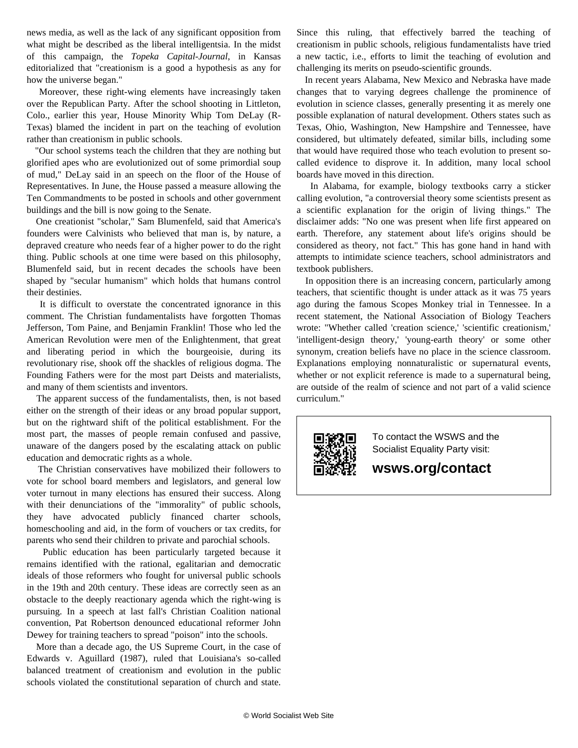news media, as well as the lack of any significant opposition from what might be described as the liberal intelligentsia. In the midst of this campaign, the *Topeka Capital-Journal*, in Kansas editorialized that "creationism is a good a hypothesis as any for how the universe began."

Moreover, these right-wing elements have increasingly taken over the Republican Party. After the school shooting in Littleton, Colo., earlier this year, House Minority Whip Tom DeLay (R-Texas) blamed the incident in part on the teaching of evolution rather than creationism in public schools.

"Our school systems teach the children that they are nothing but glorified apes who are evolutionized out of some primordial soup of mud," DeLay said in an speech on the floor of the House of Representatives. In June, the House passed a measure allowing the Ten Commandments to be posted in schools and other government buildings and the bill is now going to the Senate.

One creationist "scholar," Sam Blumenfeld, said that America's founders were Calvinists who believed that man is, by nature, a depraved creature who needs fear of a higher power to do the right thing. Public schools at one time were based on this philosophy, Blumenfeld said, but in recent decades the schools have been shaped by "secular humanism" which holds that humans control their destinies.

It is difficult to overstate the concentrated ignorance in this comment. The Christian fundamentalists have forgotten Thomas Jefferson, Tom Paine, and Benjamin Franklin! Those who led the American Revolution were men of the Enlightenment, that great and liberating period in which the bourgeoisie, during its revolutionary rise, shook off the shackles of religious dogma. The Founding Fathers were for the most part Deists and materialists, and many of them scientists and inventors.

The apparent success of the fundamentalists, then, is not based either on the strength of their ideas or any broad popular support, but on the rightward shift of the political establishment. For the most part, the masses of people remain confused and passive, unaware of the dangers posed by the escalating attack on public education and democratic rights as a whole.

The Christian conservatives have mobilized their followers to vote for school board members and legislators, and general low voter turnout in many elections has ensured their success. Along with their denunciations of the "immorality" of public schools, they have advocated publicly financed charter schools, homeschooling and aid, in the form of vouchers or tax credits, for parents who send their children to private and parochial schools.

Public education has been particularly targeted because it remains identified with the rational, egalitarian and democratic ideals of those reformers who fought for universal public schools in the 19th and 20th century. These ideas are correctly seen as an obstacle to the deeply reactionary agenda which the right-wing is pursuing. In a speech at last fall's Christian Coalition national convention, Pat Robertson denounced educational reformer John Dewey for training teachers to spread "poison" into the schools.

More than a decade ago, the US Supreme Court, in the case of Edwards v. Aguillard (1987), ruled that Louisiana's so-called balanced treatment of creationism and evolution in the public schools violated the constitutional separation of church and state. Since this ruling, that effectively barred the teaching of creationism in public schools, religious fundamentalists have tried a new tactic, i.e., efforts to limit the teaching of evolution and challenging its merits on pseudo-scientific grounds.

In recent years Alabama, New Mexico and Nebraska have made changes that to varying degrees challenge the prominence of evolution in science classes, generally presenting it as merely one possible explanation of natural development. Others states such as Texas, Ohio, Washington, New Hampshire and Tennessee, have considered, but ultimately defeated, similar bills, including some that would have required those who teach evolution to present so-called evidence to disprove it. In addition, many local school boards have moved in this direction.

In Alabama, for example, biology textbooks carry a sticker calling evolution, "a controversial theory some scientists present as a scientific explanation for the origin of living things." The disclaimer adds: "No one was present when life first appeared on earth. Therefore, any statement about life's origins should be considered as theory, not fact." This has gone hand in hand with attempts to intimidate science teachers, school administrators and textbook publishers.

In opposition there is an increasing concern, particularly among teachers, that scientific thought is under attack as it was 75 years ago during the famous Scopes Monkey trial in Tennessee. In a recent statement, the National Association of Biology Teachers wrote: "Whether called 'creation science,' 'scientific creationism,' 'intelligent-design theory,' 'young-earth theory' or some other synonym, creation beliefs have no place in the science classroom. Explanations employing nonnaturalistic or supernatural events, whether or not explicit reference is made to a supernatural being, are outside of the realm of science and not part of a valid science curriculum."

To contact the WSWS and the Socialist Equality Party visit:

**wsws.org/contact**